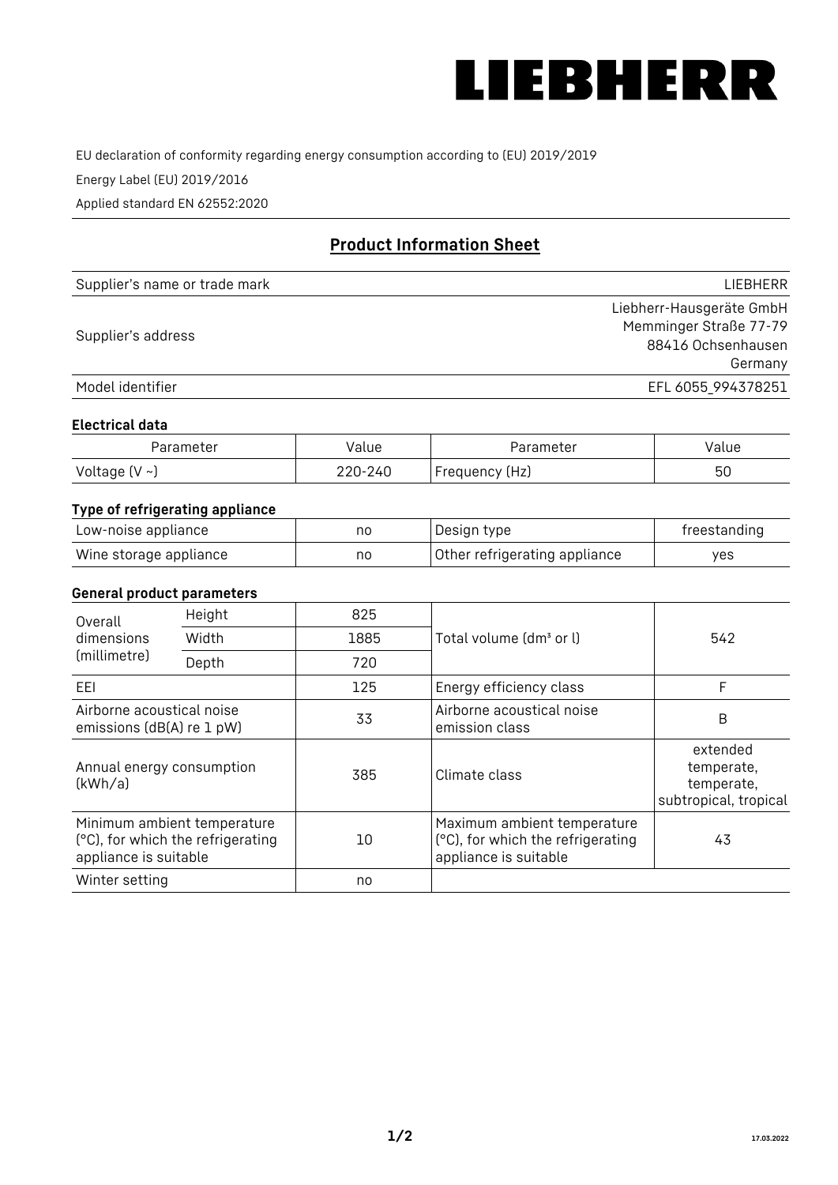LIEBHERR

EU declaration of conformity regarding energy consumption according to (EU) 2019/2019

Energy Label (EU) 2019/2016

Applied standard EN 62552:2020

## Product Information Sheet

| Supplier's name or trade mark | LIEBHERR |
|---|---|
| Supplier's address | Liebherr-Hausgeräte GmbH<br>Memminger Straße 77-79<br>88416 Ochsenhausen<br>Germany |
| Model identifier | EFL 6055_994378251 |

### Electrical data

| Parameter | Value | Parameter | Value |
|---|---|---|---|
| Voltage (V ~) | 220-240 | Frequency (Hz) | 50 |

### Type of refrigerating appliance

| Low-noise appliance | no | Design type | freestanding |
|---|---|---|---|
| Wine storage appliance | no | Other refrigerating appliance | yes |

### General product parameters

| Overall dimensions (millimetre) | Height | 825 | Total volume (dm³ or l) | 542 |
|---|---|---|---|---|
| | Width | 1885 | | |
| | Depth | 720 | | |
| EEI | | 125 | Energy efficiency class | F |
| Airborne acoustical noise emissions (dB(A) re 1 pW) | | 33 | Airborne acoustical noise emission class | B |
| Annual energy consumption (kWh/a) | | 385 | Climate class | extended temperate, temperate, subtropical, tropical |
| Minimum ambient temperature (°C), for which the refrigerating appliance is suitable | | 10 | Maximum ambient temperature (°C), for which the refrigerating appliance is suitable | 43 |
| Winter setting | | no | | |

17.03.2022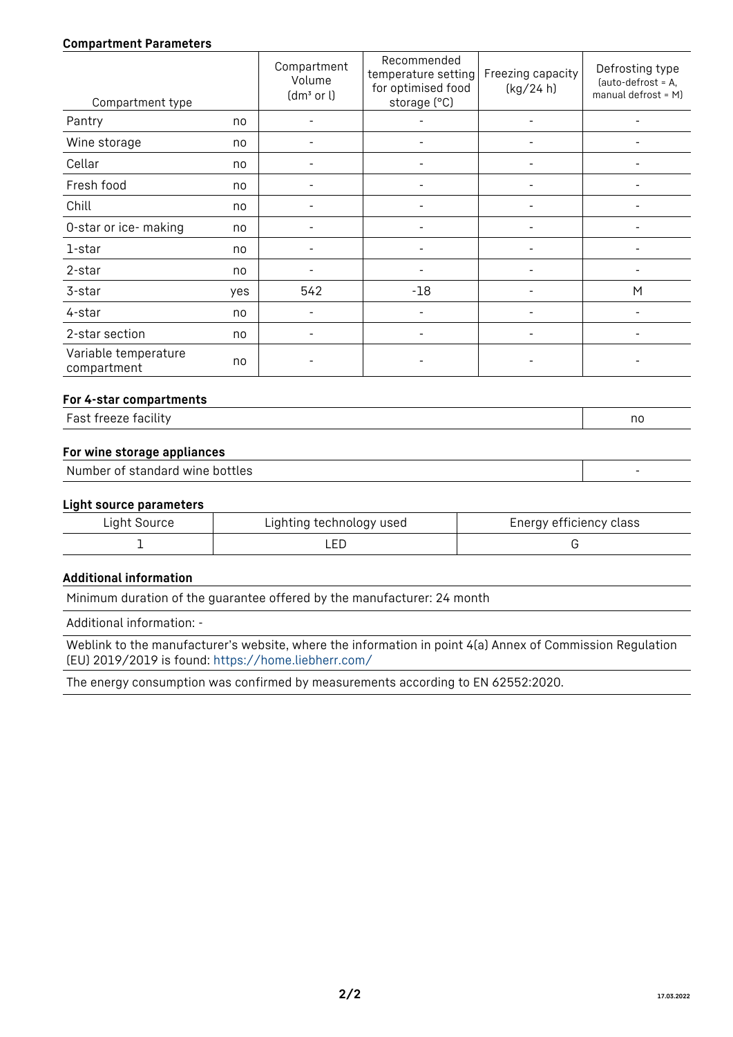**Compartment Parameters**

| Compartment type | | Compartment Volume (dm³ or l) | Recommended temperature setting for optimised food storage (°C) | Freezing capacity (kg/24 h) | Defrosting type (auto-defrost = A, manual defrost = M) |
|---|---|---|---|---|---|
| Pantry | no | - | - | - | - |
| Wine storage | no | - | - | - | - |
| Cellar | no | - | - | - | - |
| Fresh food | no | - | - | - | - |
| Chill | no | - | - | - | - |
| 0-star or ice- making | no | - | - | - | - |
| 1-star | no | - | - | - | - |
| 2-star | no | - | - | - | - |
| 3-star | yes | 542 | -18 | - | M |
| 4-star | no | - | - | - | - |
| 2-star section | no | - | - | - | - |
| Variable temperature compartment | no | - | - | - | - |

**For 4-star compartments**

| | |
|---|---|
| Fast freeze facility | no |

**For wine storage appliances**

| | |
|---|---|
| Number of standard wine bottles | - |

**Light source parameters**

| Light Source | Lighting technology used | Energy efficiency class |
|---|---|---|
| 1 | LED | G |

**Additional information**

Minimum duration of the guarantee offered by the manufacturer: 24 month

Additional information: -

Weblink to the manufacturer's website, where the information in point 4(a) Annex of Commission Regulation (EU) 2019/2019 is found: https://home.liebherr.com/

The energy consumption was confirmed by measurements according to EN 62552:2020.

17.03.2022